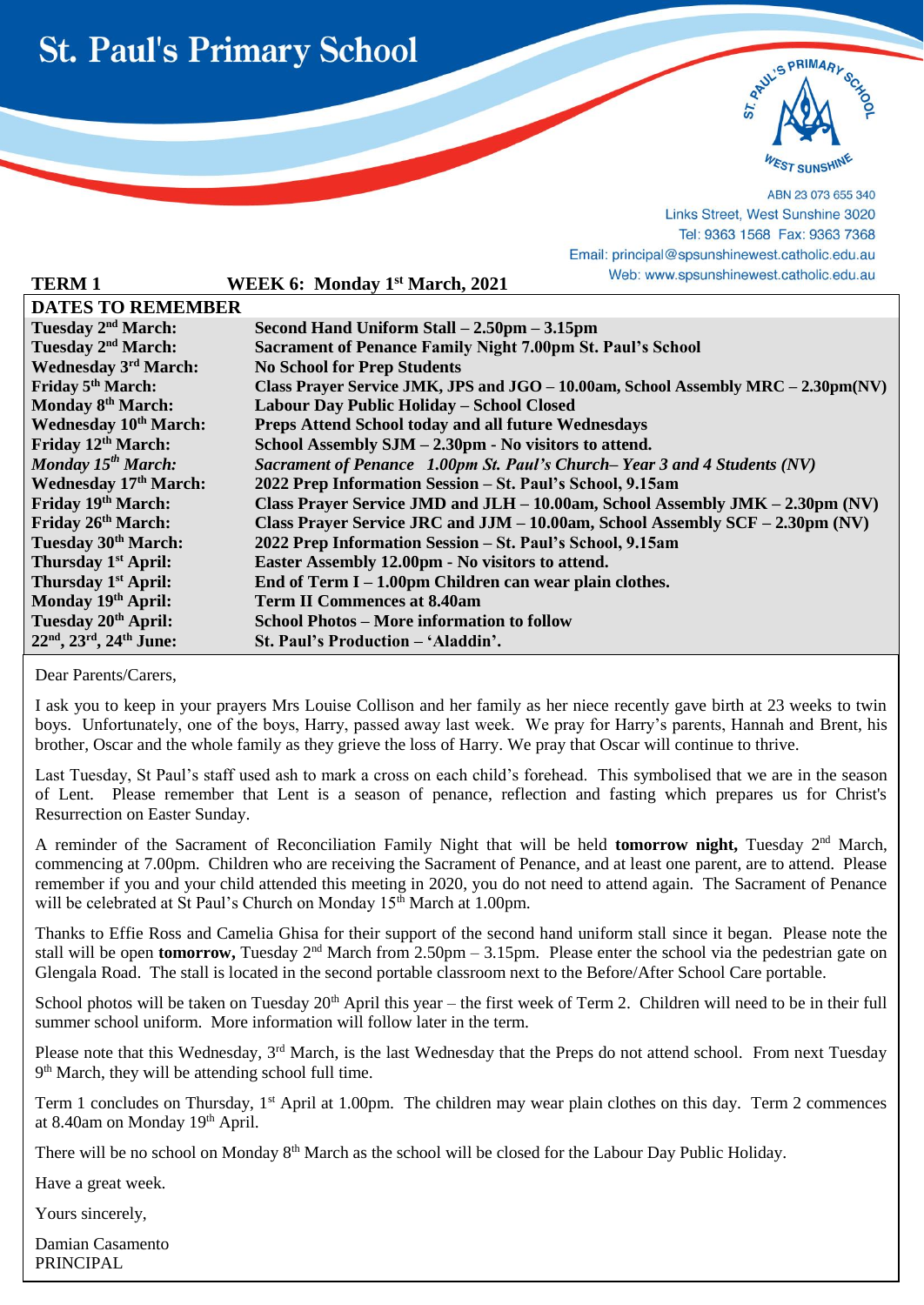# St. Paul's Primary School

ST. PAUL'S PRIMARY SCHOOL WEST SUNSHINE

ABN 23 073 655 340
Links Street, West Sunshine 3020
Tel: 9363 1568 Fax: 9363 7368
Email: principal@spsunshinewest.catholic.edu.au
Web: www.spsunshinewest.catholic.edu.au

**TERM 1** **WEEK 6: Monday 1st March, 2021**

| DATES TO REMEMBER | |
|---|---|
| **Tuesday 2nd March:** | **Second Hand Uniform Stall – 2.50pm – 3.15pm** |
| **Tuesday 2nd March:** | **Sacrament of Penance Family Night 7.00pm St. Paul's School** |
| **Wednesday 3rd March:** | **No School for Prep Students** |
| **Friday 5th March:** | **Class Prayer Service JMK, JPS and JGO – 10.00am, School Assembly MRC – 2.30pm(NV)** |
| **Monday 8th March:** | **Labour Day Public Holiday – School Closed** |
| **Wednesday 10th March:** | **Preps Attend School today and all future Wednesdays** |
| **Friday 12th March:** | **School Assembly SJM – 2.30pm - No visitors to attend.** |
| ***Monday 15th March:*** | ***Sacrament of Penance 1.00pm St. Paul's Church– Year 3 and 4 Students (NV)*** |
| **Wednesday 17th March:** | **2022 Prep Information Session – St. Paul's School, 9.15am** |
| **Friday 19th March:** | **Class Prayer Service JMD and JLH – 10.00am, School Assembly JMK – 2.30pm (NV)** |
| **Friday 26th March:** | **Class Prayer Service JRC and JJM – 10.00am, School Assembly SCF – 2.30pm (NV)** |
| **Tuesday 30th March:** | **2022 Prep Information Session – St. Paul's School, 9.15am** |
| **Thursday 1st April:** | **Easter Assembly 12.00pm - No visitors to attend.** |
| **Thursday 1st April:** | **End of Term I – 1.00pm Children can wear plain clothes.** |
| **Monday 19th April:** | **Term II Commences at 8.40am** |
| **Tuesday 20th April:** | **School Photos – More information to follow** |
| **22nd, 23rd, 24th June:** | **St. Paul's Production – 'Aladdin'.** |

Dear Parents/Carers,

I ask you to keep in your prayers Mrs Louise Collison and her family as her niece recently gave birth at 23 weeks to twin boys. Unfortunately, one of the boys, Harry, passed away last week. We pray for Harry's parents, Hannah and Brent, his brother, Oscar and the whole family as they grieve the loss of Harry. We pray that Oscar will continue to thrive.

Last Tuesday, St Paul's staff used ash to mark a cross on each child's forehead. This symbolised that we are in the season of Lent. Please remember that Lent is a season of penance, reflection and fasting which prepares us for Christ's Resurrection on Easter Sunday.

A reminder of the Sacrament of Reconciliation Family Night that will be held **tomorrow night,** Tuesday 2nd March, commencing at 7.00pm. Children who are receiving the Sacrament of Penance, and at least one parent, are to attend. Please remember if you and your child attended this meeting in 2020, you do not need to attend again. The Sacrament of Penance will be celebrated at St Paul's Church on Monday 15th March at 1.00pm.

Thanks to Effie Ross and Camelia Ghisa for their support of the second hand uniform stall since it began. Please note the stall will be open **tomorrow,** Tuesday 2nd March from 2.50pm – 3.15pm. Please enter the school via the pedestrian gate on Glengala Road. The stall is located in the second portable classroom next to the Before/After School Care portable.

School photos will be taken on Tuesday 20th April this year – the first week of Term 2. Children will need to be in their full summer school uniform. More information will follow later in the term.

Please note that this Wednesday, 3rd March, is the last Wednesday that the Preps do not attend school. From next Tuesday 9th March, they will be attending school full time.

Term 1 concludes on Thursday, 1st April at 1.00pm. The children may wear plain clothes on this day. Term 2 commences at 8.40am on Monday 19th April.

There will be no school on Monday 8th March as the school will be closed for the Labour Day Public Holiday.

Have a great week.

Yours sincerely,

Damian Casamento
PRINCIPAL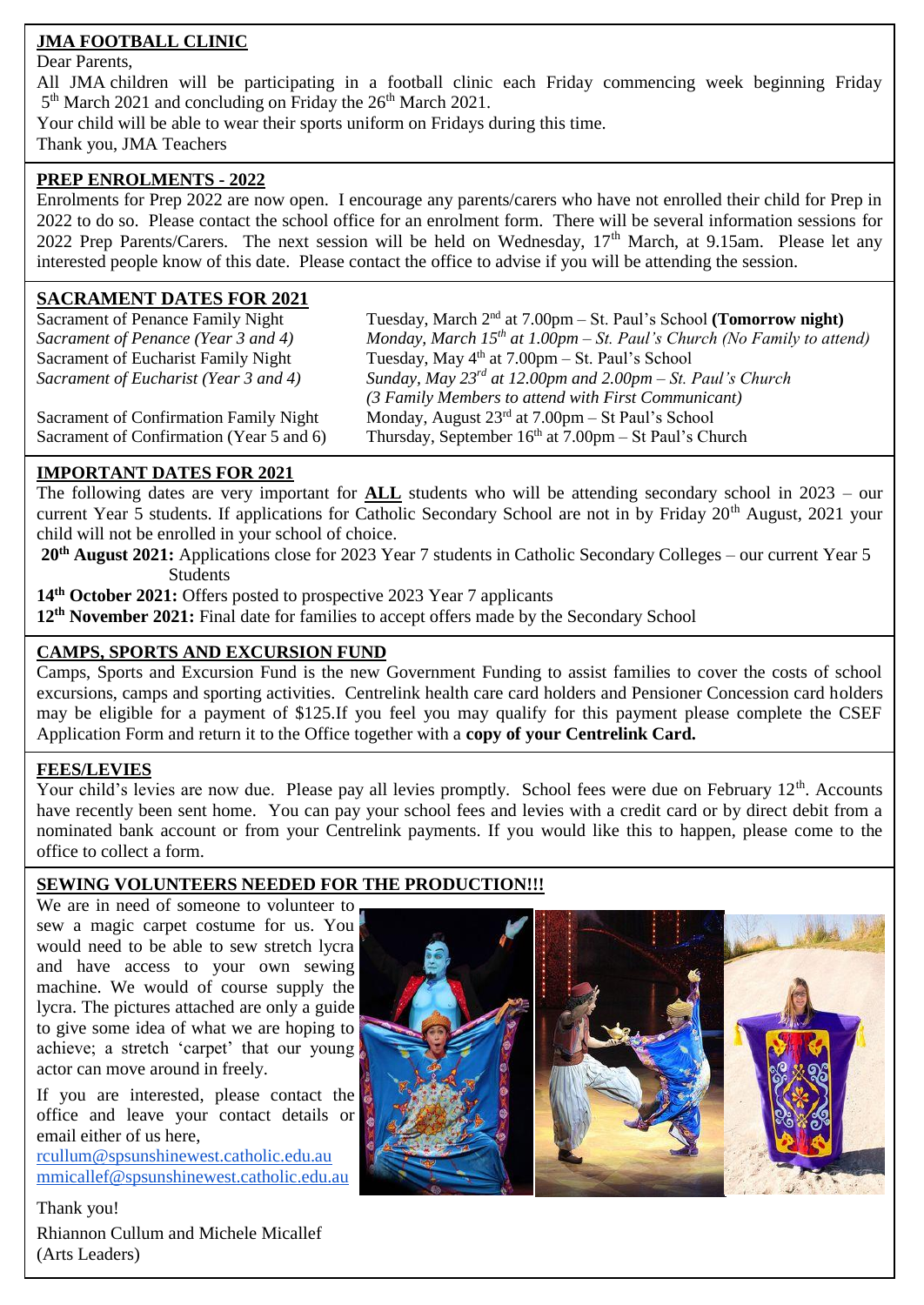## JMA FOOTBALL CLINIC

Dear Parents,

All JMA children will be participating in a football clinic each Friday commencing week beginning Friday 5th March 2021 and concluding on Friday the 26th March 2021.

Your child will be able to wear their sports uniform on Fridays during this time.

Thank you, JMA Teachers

## PREP ENROLMENTS - 2022

Enrolments for Prep 2022 are now open. I encourage any parents/carers who have not enrolled their child for Prep in 2022 to do so. Please contact the school office for an enrolment form. There will be several information sessions for 2022 Prep Parents/Carers. The next session will be held on Wednesday, 17th March, at 9.15am. Please let any interested people know of this date. Please contact the office to advise if you will be attending the session.

## SACRAMENT DATES FOR 2021

| | |
|---|---|
| Sacrament of Penance Family Night | Tuesday, March 2nd at 7.00pm – St. Paul's School **(Tomorrow night)** |
| *Sacrament of Penance (Year 3 and 4)* | *Monday, March 15th at 1.00pm – St. Paul's Church (No Family to attend)* |
| Sacrament of Eucharist Family Night | Tuesday, May 4th at 7.00pm – St. Paul's School |
| *Sacrament of Eucharist (Year 3 and 4)* | *Sunday, May 23rd at 12.00pm and 2.00pm – St. Paul's Church (3 Family Members to attend with First Communicant)* |
| Sacrament of Confirmation Family Night | Monday, August 23rd at 7.00pm – St Paul's School |
| Sacrament of Confirmation (Year 5 and 6) | Thursday, September 16th at 7.00pm – St Paul's Church |

## IMPORTANT DATES FOR 2021

The following dates are very important for **ALL** students who will be attending secondary school in 2023 – our current Year 5 students. If applications for Catholic Secondary School are not in by Friday 20th August, 2021 your child will not be enrolled in your school of choice.

**20th August 2021:** Applications close for 2023 Year 7 students in Catholic Secondary Colleges – our current Year 5 Students

**14th October 2021:** Offers posted to prospective 2023 Year 7 applicants

**12th November 2021:** Final date for families to accept offers made by the Secondary School

## CAMPS, SPORTS AND EXCURSION FUND

Camps, Sports and Excursion Fund is the new Government Funding to assist families to cover the costs of school excursions, camps and sporting activities. Centrelink health care card holders and Pensioner Concession card holders may be eligible for a payment of $125.If you feel you may qualify for this payment please complete the CSEF Application Form and return it to the Office together with a **copy of your Centrelink Card.**

## FEES/LEVIES

Your child's levies are now due. Please pay all levies promptly. School fees were due on February 12th. Accounts have recently been sent home. You can pay your school fees and levies with a credit card or by direct debit from a nominated bank account or from your Centrelink payments. If you would like this to happen, please come to the office to collect a form.

## SEWING VOLUNTEERS NEEDED FOR THE PRODUCTION!!!

We are in need of someone to volunteer to sew a magic carpet costume for us. You would need to be able to sew stretch lycra and have access to your own sewing machine. We would of course supply the lycra. The pictures attached are only a guide to give some idea of what we are hoping to achieve; a stretch 'carpet' that our young actor can move around in freely.

If you are interested, please contact the office and leave your contact details or email either of us here,

rcullum@spsunshinewest.catholic.edu.au
mmicallef@spsunshinewest.catholic.edu.au

Thank you!

Rhiannon Cullum and Michele Micallef
(Arts Leaders)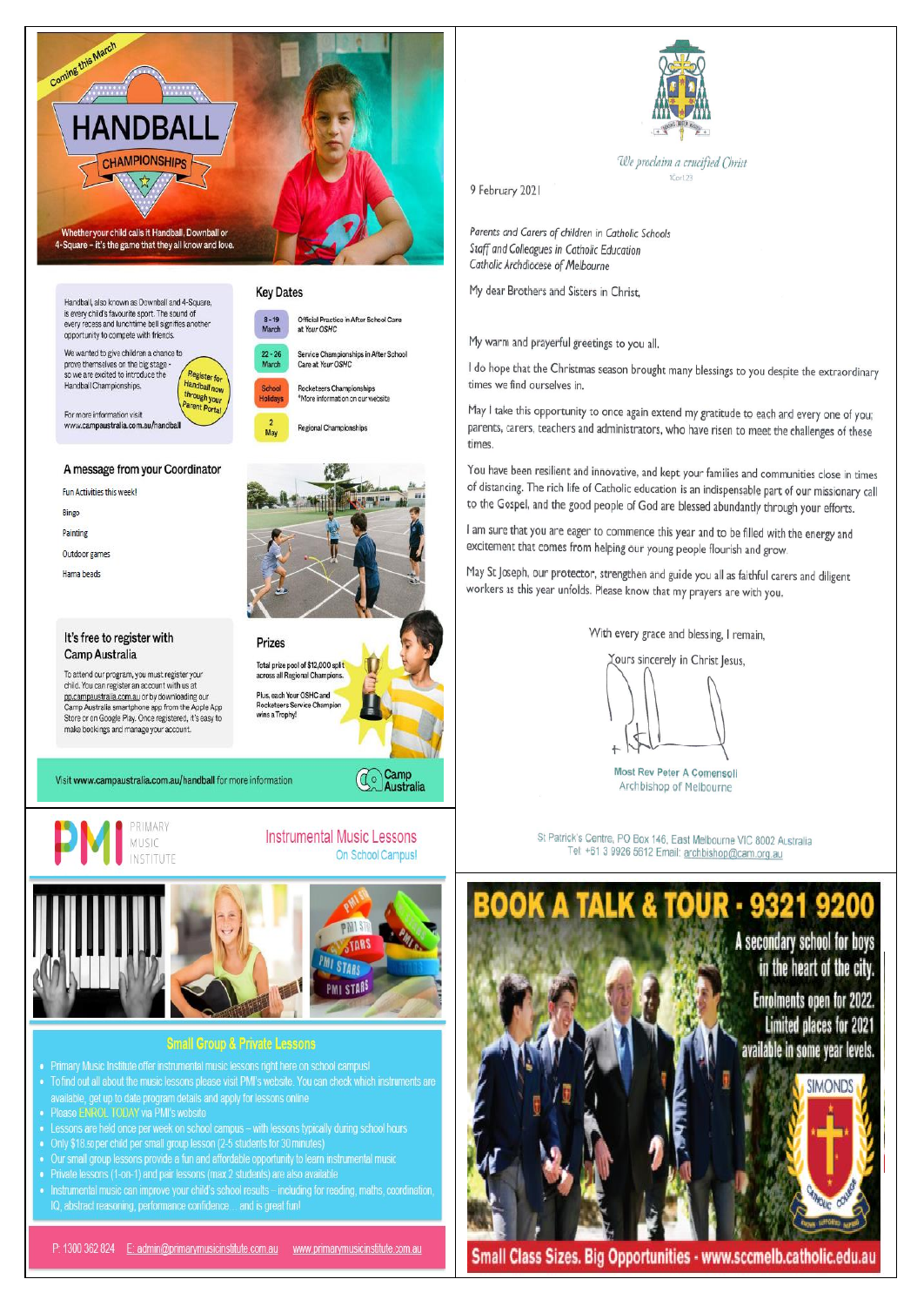Coming this March

# HANDBALL CHAMPIONSHIPS

Whether your child calls it Handball, Downball or 4-Square – it's the game that they all know and love.

Handball, also known as Downball and 4-Square, is every child's favourite sport. The sound of every recess and lunchtime bell signifies another opportunity to compete with friends.

We wanted to give children a chance to prove themselves on the big stage - so we are excited to introduce the Handball Championships.

Register for Handball now through your Parent Portal

For more information visit www.campaustralia.com.au/handball

## Key Dates

| | |
|---|---|
| 8 - 19 March | Official Practice in After School Care at Your OSHC |
| 22 - 26 March | Service Championships in After School Care at Your OSHC |
| School Holidays | Recketeers Championships *More information on our website |
| 2 May | Regional Championships |

## A message from your Coordinator

Fun Activities this week!

Bingo

Painting

Outdoor games

Hama beads

## It's free to register with Camp Australia

To attend our program, you must register your child. You can register an account with us at pp.campaustralia.com.au or by downloading our Camp Australia smartphone app from the Apple App Store or on Google Play. Once registered, it's easy to make bookings and manage your account.

## Prizes

Total prize pool of $12,000 split across all Regional Champions.

Plus, each Your OSHC and Recketeers Service Champion wins a Trophy!

Visit www.campaustralia.com.au/handball for more information

Camp Australia

---

PMI PRIMARY MUSIC INSTITUTE

## Instrumental Music Lessons

On School Campus!

### Small Group & Private Lessons

- Primary Music Institute offer instrumental music lessons right here on school campus!
- To find out all about the music lessons please visit PMI's website. You can check which instruments are available, get up to date program details and apply for lessons online
- Please ENROL TODAY via PMI's website
- Lessons are held once per week on school campus – with lessons typically during school hours
- Only $18.50 per child per small group lesson (2-5 students for 30 minutes)
- Our small group lessons provide a fun and affordable opportunity to learn instrumental music
- Private lessons (1-on-1) and pair lessons (max 2 students) are also available
- Instrumental music can improve your child's school results – including for reading, maths, coordination, IQ, abstract reasoning, performance confidence… and is great fun!

P: 1300 362 824 E: admin@primarymusicinstitute.com.au www.primarymusicinstitute.com.au

---

*We proclaim a crucified Christ*

1Cor1:23

9 February 2021

*Parents and Carers of children in Catholic Schools*
*Staff and Colleagues in Catholic Education*
*Catholic Archdiocese of Melbourne*

My dear Brothers and Sisters in Christ,

My warm and prayerful greetings to you all.

I do hope that the Christmas season brought many blessings to you despite the extraordinary times we find ourselves in.

May I take this opportunity to once again extend my gratitude to each and every one of you; parents, carers, teachers and administrators, who have risen to meet the challenges of these times.

You have been resilient and innovative, and kept your families and communities close in times of distancing. The rich life of Catholic education is an indispensable part of our missionary call to the Gospel, and the good people of God are blessed abundantly through your efforts.

I am sure that you are eager to commence this year and to be filled with the energy and excitement that comes from helping our young people flourish and grow.

May St Joseph, our protector, strengthen and guide you all as faithful carers and diligent workers as this year unfolds. Please know that my prayers are with you.

With every grace and blessing, I remain,

Yours sincerely in Christ Jesus,

Most Rev Peter A Comensoli
Archbishop of Melbourne

St Patrick's Centre, PO Box 146, East Melbourne VIC 8002 Australia
Tel +61 3 9926 5612 Email: archbishop@cam.org.au

---

# BOOK A TALK & TOUR - 9321 9200

A secondary school for boys in the heart of the city.

Enrolments open for 2022.

Limited places for 2021 available in some year levels.

SIMONDS CATHOLIC COLLEGE

Small Class Sizes. Big Opportunities - www.sccmelb.catholic.edu.au